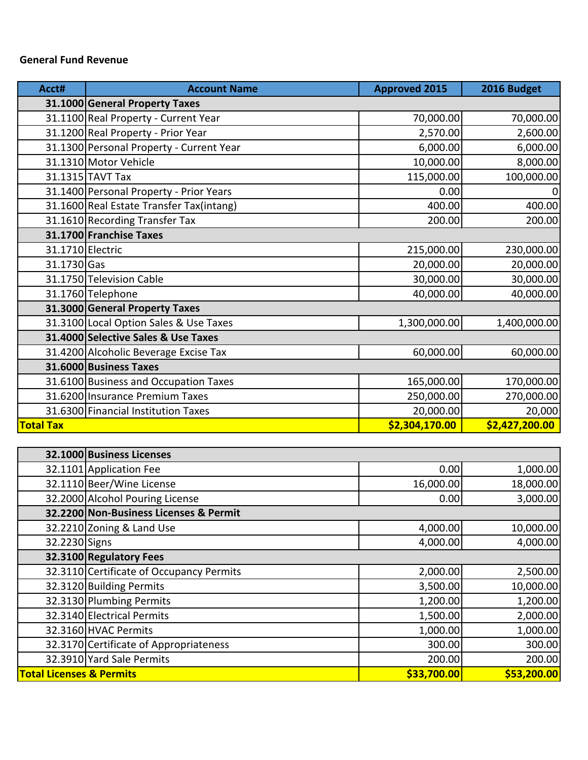**General Fund Revenue**

| Acct# | Account Name | Approved 2015 | 2016 Budget |
|---|---|---|---|
| **31.1000** | **General Property Taxes** | | |
| 31.1100 | Real Property - Current Year | 70,000.00 | 70,000.00 |
| 31.1200 | Real Property - Prior Year | 2,570.00 | 2,600.00 |
| 31.1300 | Personal Property - Current Year | 6,000.00 | 6,000.00 |
| 31.1310 | Motor Vehicle | 10,000.00 | 8,000.00 |
| 31.1315 | TAVT Tax | 115,000.00 | 100,000.00 |
| 31.1400 | Personal Property - Prior Years | 0.00 | 0 |
| 31.1600 | Real Estate Transfer Tax(intang) | 400.00 | 400.00 |
| 31.1610 | Recording Transfer Tax | 200.00 | 200.00 |
| **31.1700** | **Franchise Taxes** | | |
| 31.1710 | Electric | 215,000.00 | 230,000.00 |
| 31.1730 | Gas | 20,000.00 | 20,000.00 |
| 31.1750 | Television Cable | 30,000.00 | 30,000.00 |
| 31.1760 | Telephone | 40,000.00 | 40,000.00 |
| **31.3000** | **General Property Taxes** | | |
| 31.3100 | Local Option Sales & Use Taxes | 1,300,000.00 | 1,400,000.00 |
| **31.4000** | **Selective Sales & Use Taxes** | | |
| 31.4200 | Alcoholic Beverage Excise Tax | 60,000.00 | 60,000.00 |
| **31.6000** | **Business Taxes** | | |
| 31.6100 | Business and Occupation Taxes | 165,000.00 | 170,000.00 |
| 31.6200 | Insurance Premium Taxes | 250,000.00 | 270,000.00 |
| 31.6300 | Financial Institution Taxes | 20,000.00 | 20,000 |
| **Total Tax** | | **$2,304,170.00** | **$2,427,200.00** |

| Acct# | Account Name | Approved 2015 | 2016 Budget |
|---|---|---|---|
| **32.1000** | **Business Licenses** | | |
| 32.1101 | Application Fee | 0.00 | 1,000.00 |
| 32.1110 | Beer/Wine License | 16,000.00 | 18,000.00 |
| 32.2000 | Alcohol Pouring License | 0.00 | 3,000.00 |
| **32.2200** | **Non-Business Licenses & Permit** | | |
| 32.2210 | Zoning & Land Use | 4,000.00 | 10,000.00 |
| 32.2230 | Signs | 4,000.00 | 4,000.00 |
| **32.3100** | **Regulatory Fees** | | |
| 32.3110 | Certificate of Occupancy Permits | 2,000.00 | 2,500.00 |
| 32.3120 | Building Permits | 3,500.00 | 10,000.00 |
| 32.3130 | Plumbing Permits | 1,200.00 | 1,200.00 |
| 32.3140 | Electrical Permits | 1,500.00 | 2,000.00 |
| 32.3160 | HVAC Permits | 1,000.00 | 1,000.00 |
| 32.3170 | Certificate of Appropriateness | 300.00 | 300.00 |
| 32.3910 | Yard Sale Permits | 200.00 | 200.00 |
| **Total Licenses & Permits** | | **$33,700.00** | **$53,200.00** |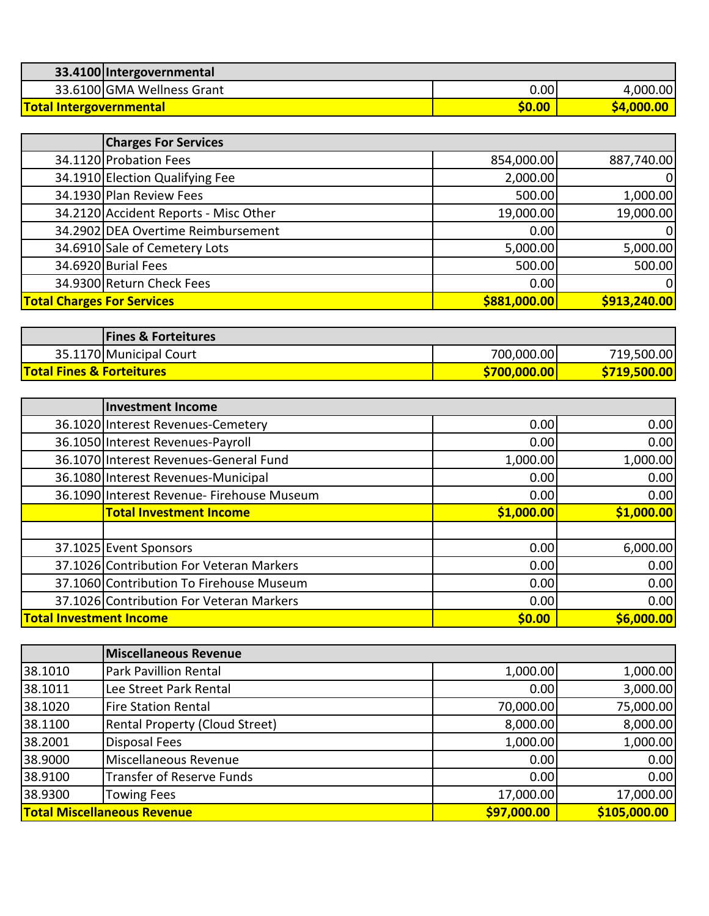| | | | |
|---|---|---|---|
| 33.4100 | **Intergovernmental** | | |
| 33.6100 | GMA Wellness Grant | 0.00 | 4,000.00 |
| **Total Intergovernmental** | | **$0.00** | **$4,000.00** |

| | | | |
|---|---|---|---|
| | **Charges For Services** | | |
| 34.1120 | Probation Fees | 854,000.00 | 887,740.00 |
| 34.1910 | Election Qualifying Fee | 2,000.00 | 0 |
| 34.1930 | Plan Review Fees | 500.00 | 1,000.00 |
| 34.2120 | Accident Reports - Misc Other | 19,000.00 | 19,000.00 |
| 34.2902 | DEA Overtime Reimbursement | 0.00 | 0 |
| 34.6910 | Sale of Cemetery Lots | 5,000.00 | 5,000.00 |
| 34.6920 | Burial Fees | 500.00 | 500.00 |
| 34.9300 | Return Check Fees | 0.00 | 0 |
| **Total Charges For Services** | | **$881,000.00** | **$913,240.00** |

| | | | |
|---|---|---|---|
| | **Fines & Forteitures** | | |
| 35.1170 | Municipal Court | 700,000.00 | 719,500.00 |
| **Total Fines & Forteitures** | | **$700,000.00** | **$719,500.00** |

| | | | |
|---|---|---|---|
| | **Investment Income** | | |
| 36.1020 | Interest Revenues-Cemetery | 0.00 | 0.00 |
| 36.1050 | Interest Revenues-Payroll | 0.00 | 0.00 |
| 36.1070 | Interest Revenues-General Fund | 1,000.00 | 1,000.00 |
| 36.1080 | Interest Revenues-Municipal | 0.00 | 0.00 |
| 36.1090 | Interest Revenue- Firehouse Museum | 0.00 | 0.00 |
| | **Total Investment Income** | **$1,000.00** | **$1,000.00** |
| | | | |
| 37.1025 | Event Sponsors | 0.00 | 6,000.00 |
| 37.1026 | Contribution For Veteran Markers | 0.00 | 0.00 |
| 37.1060 | Contribution To Firehouse Museum | 0.00 | 0.00 |
| 37.1026 | Contribution For Veteran Markers | 0.00 | 0.00 |
| **Total Investment Income** | | **$0.00** | **$6,000.00** |

| | | | |
|---|---|---|---|
| | **Miscellaneous Revenue** | | |
| 38.1010 | Park Pavillion Rental | 1,000.00 | 1,000.00 |
| 38.1011 | Lee Street Park Rental | 0.00 | 3,000.00 |
| 38.1020 | Fire Station Rental | 70,000.00 | 75,000.00 |
| 38.1100 | Rental Property (Cloud Street) | 8,000.00 | 8,000.00 |
| 38.2001 | Disposal Fees | 1,000.00 | 1,000.00 |
| 38.9000 | Miscellaneous Revenue | 0.00 | 0.00 |
| 38.9100 | Transfer of Reserve Funds | 0.00 | 0.00 |
| 38.9300 | Towing Fees | 17,000.00 | 17,000.00 |
| **Total Miscellaneous Revenue** | | **$97,000.00** | **$105,000.00** |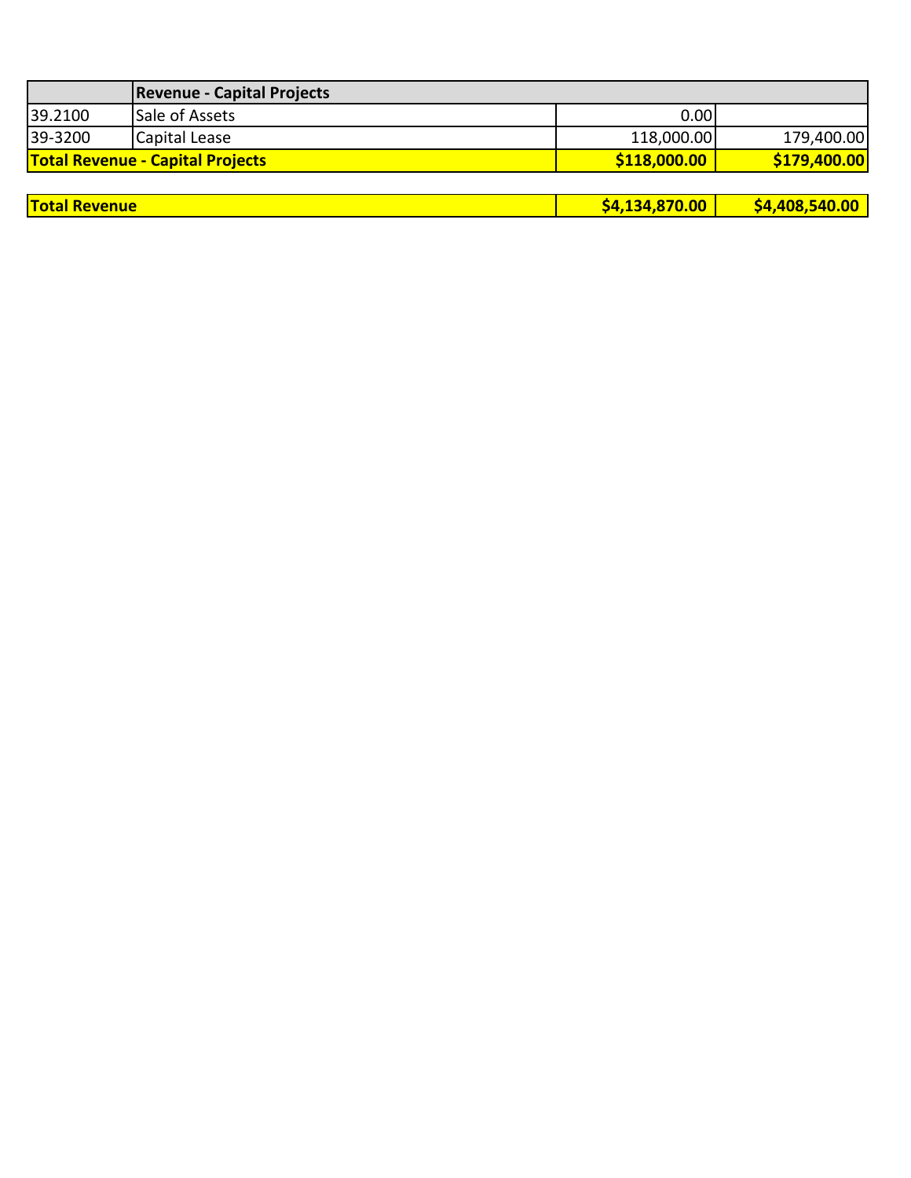| | Revenue - Capital Projects | | |
|---|---|---|---|
| 39.2100 | Sale of Assets | 0.00 | |
| 39-3200 | Capital Lease | 118,000.00 | 179,400.00 |
| **Total Revenue - Capital Projects** | | **$118,000.00** | **$179,400.00** |

| | | | |
|---|---|---|---|
| **Total Revenue** | | **$4,134,870.00** | **$4,408,540.00** |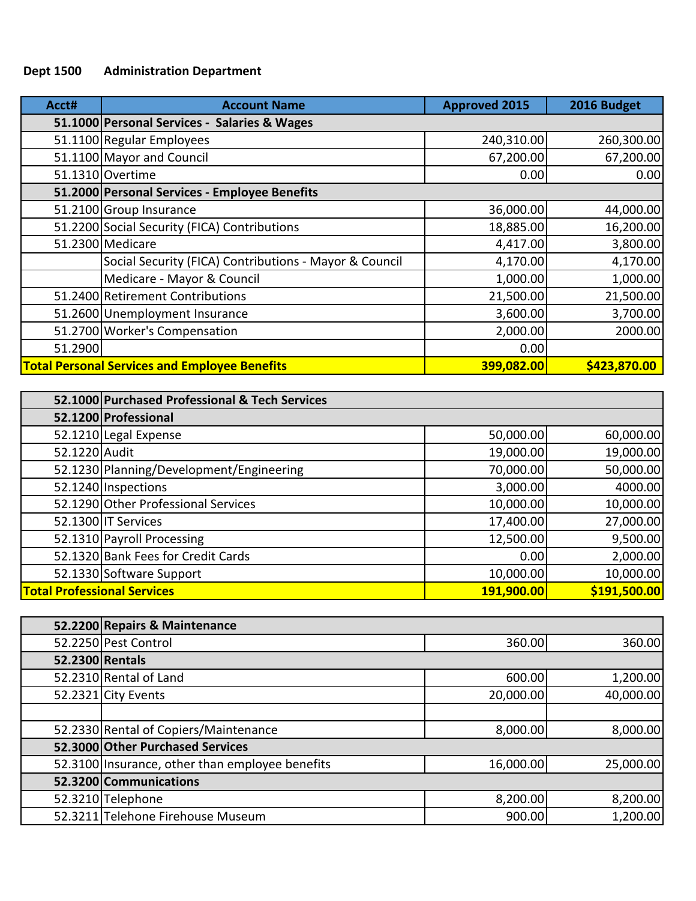**Dept 1500 Administration Department**

| Acct# | Account Name | Approved 2015 | 2016 Budget |
|---|---|---|---|
| **51.1000** | **Personal Services - Salaries & Wages** | | |
| 51.1100 | Regular Employees | 240,310.00 | 260,300.00 |
| 51.1100 | Mayor and Council | 67,200.00 | 67,200.00 |
| 51.1310 | Overtime | 0.00 | 0.00 |
| **51.2000** | **Personal Services - Employee Benefits** | | |
| 51.2100 | Group Insurance | 36,000.00 | 44,000.00 |
| 51.2200 | Social Security (FICA) Contributions | 18,885.00 | 16,200.00 |
| 51.2300 | Medicare | 4,417.00 | 3,800.00 |
| | Social Security (FICA) Contributions - Mayor & Council | 4,170.00 | 4,170.00 |
| | Medicare - Mayor & Council | 1,000.00 | 1,000.00 |
| 51.2400 | Retirement Contributions | 21,500.00 | 21,500.00 |
| 51.2600 | Unemployment Insurance | 3,600.00 | 3,700.00 |
| 51.2700 | Worker's Compensation | 2,000.00 | 2000.00 |
| 51.2900 | | 0.00 | |
| **Total Personal Services and Employee Benefits** | | **399,082.00** | **$423,870.00** |

| Acct# | Account Name | Approved 2015 | 2016 Budget |
|---|---|---|---|
| **52.1000** | **Purchased Professional & Tech Services** | | |
| **52.1200** | **Professional** | | |
| 52.1210 | Legal Expense | 50,000.00 | 60,000.00 |
| 52.1220 | Audit | 19,000.00 | 19,000.00 |
| 52.1230 | Planning/Development/Engineering | 70,000.00 | 50,000.00 |
| 52.1240 | Inspections | 3,000.00 | 4000.00 |
| 52.1290 | Other Professional Services | 10,000.00 | 10,000.00 |
| 52.1300 | IT Services | 17,400.00 | 27,000.00 |
| 52.1310 | Payroll Processing | 12,500.00 | 9,500.00 |
| 52.1320 | Bank Fees for Credit Cards | 0.00 | 2,000.00 |
| 52.1330 | Software Support | 10,000.00 | 10,000.00 |
| **Total Professional Services** | | **191,900.00** | **$191,500.00** |

| Acct# | Account Name | Approved 2015 | 2016 Budget |
|---|---|---|---|
| **52.2200** | **Repairs & Maintenance** | | |
| 52.2250 | Pest Control | 360.00 | 360.00 |
| **52.2300** | **Rentals** | | |
| 52.2310 | Rental of Land | 600.00 | 1,200.00 |
| 52.2321 | City Events | 20,000.00 | 40,000.00 |
| | | | |
| 52.2330 | Rental of Copiers/Maintenance | 8,000.00 | 8,000.00 |
| **52.3000** | **Other Purchased Services** | | |
| 52.3100 | Insurance, other than employee benefits | 16,000.00 | 25,000.00 |
| **52.3200** | **Communications** | | |
| 52.3210 | Telephone | 8,200.00 | 8,200.00 |
| 52.3211 | Telehone Firehouse Museum | 900.00 | 1,200.00 |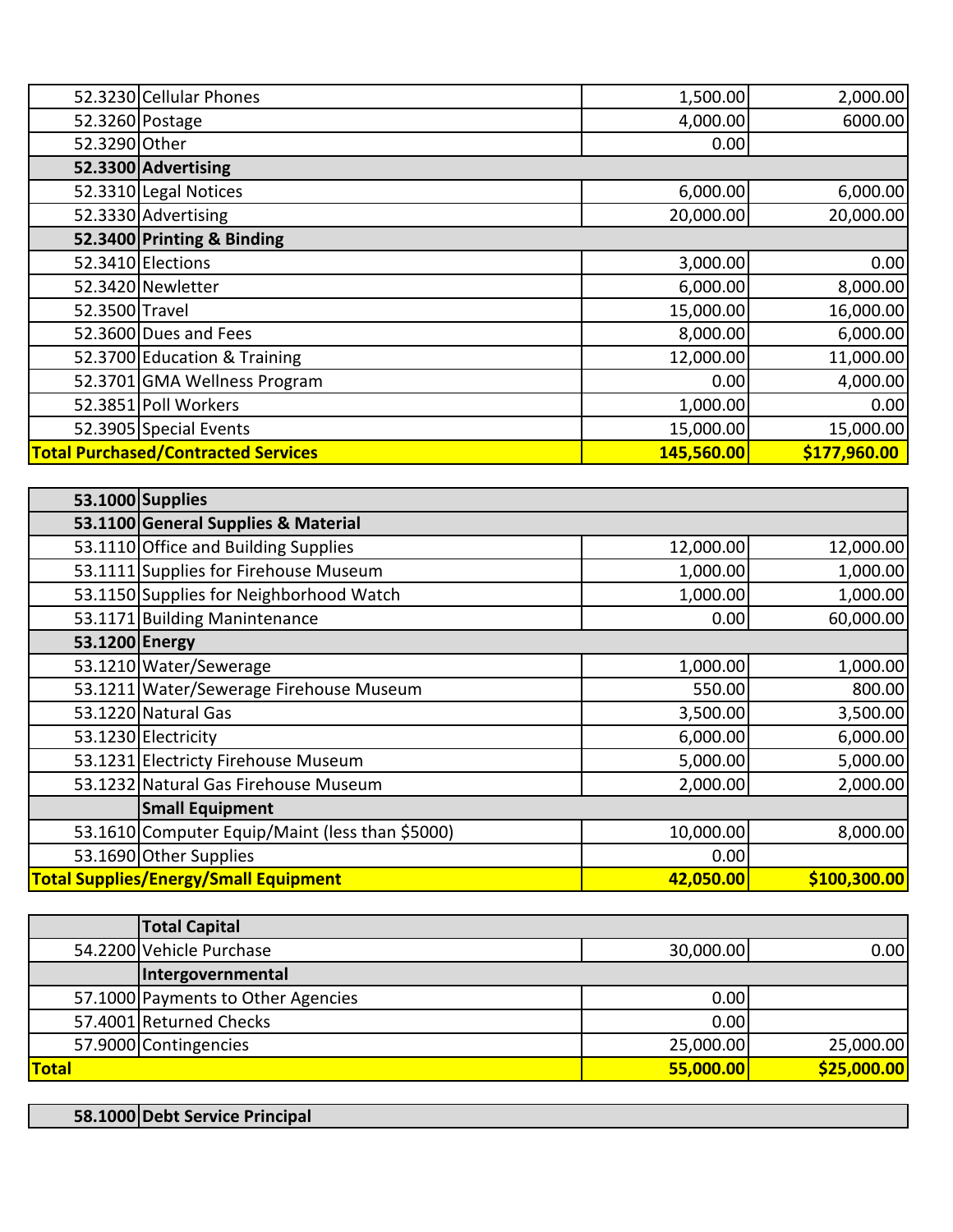| | | | |
|---|---|---|---|
| 52.3230 | Cellular Phones | 1,500.00 | 2,000.00 |
| 52.3260 | Postage | 4,000.00 | 6000.00 |
| 52.3290 | Other | 0.00 | |
| **52.3300** | **Advertising** | | |
| 52.3310 | Legal Notices | 6,000.00 | 6,000.00 |
| 52.3330 | Advertising | 20,000.00 | 20,000.00 |
| **52.3400** | **Printing & Binding** | | |
| 52.3410 | Elections | 3,000.00 | 0.00 |
| 52.3420 | Newletter | 6,000.00 | 8,000.00 |
| 52.3500 | Travel | 15,000.00 | 16,000.00 |
| 52.3600 | Dues and Fees | 8,000.00 | 6,000.00 |
| 52.3700 | Education & Training | 12,000.00 | 11,000.00 |
| 52.3701 | GMA Wellness Program | 0.00 | 4,000.00 |
| 52.3851 | Poll Workers | 1,000.00 | 0.00 |
| 52.3905 | Special Events | 15,000.00 | 15,000.00 |
| **Total Purchased/Contracted Services** | | **145,560.00** | **$177,960.00** |

| | | | |
|---|---|---|---|
| **53.1000** | **Supplies** | | |
| **53.1100** | **General Supplies & Material** | | |
| 53.1110 | Office and Building Supplies | 12,000.00 | 12,000.00 |
| 53.1111 | Supplies for Firehouse Museum | 1,000.00 | 1,000.00 |
| 53.1150 | Supplies for Neighborhood Watch | 1,000.00 | 1,000.00 |
| 53.1171 | Building Manintenance | 0.00 | 60,000.00 |
| **53.1200** | **Energy** | | |
| 53.1210 | Water/Sewerage | 1,000.00 | 1,000.00 |
| 53.1211 | Water/Sewerage Firehouse Museum | 550.00 | 800.00 |
| 53.1220 | Natural Gas | 3,500.00 | 3,500.00 |
| 53.1230 | Electricity | 6,000.00 | 6,000.00 |
| 53.1231 | Electricty Firehouse Museum | 5,000.00 | 5,000.00 |
| 53.1232 | Natural Gas Firehouse Museum | 2,000.00 | 2,000.00 |
| | **Small Equipment** | | |
| 53.1610 | Computer Equip/Maint (less than $5000) | 10,000.00 | 8,000.00 |
| 53.1690 | Other Supplies | 0.00 | |
| **Total Supplies/Energy/Small Equipment** | | **42,050.00** | **$100,300.00** |

| | | | |
|---|---|---|---|
| | **Total Capital** | | |
| 54.2200 | Vehicle Purchase | 30,000.00 | 0.00 |
| | **Intergovernmental** | | |
| 57.1000 | Payments to Other Agencies | 0.00 | |
| 57.4001 | Returned Checks | 0.00 | |
| 57.9000 | Contingencies | 25,000.00 | 25,000.00 |
| **Total** | | **55,000.00** | **$25,000.00** |

| | | | |
|---|---|---|---|
| **58.1000** | **Debt Service Principal** | | |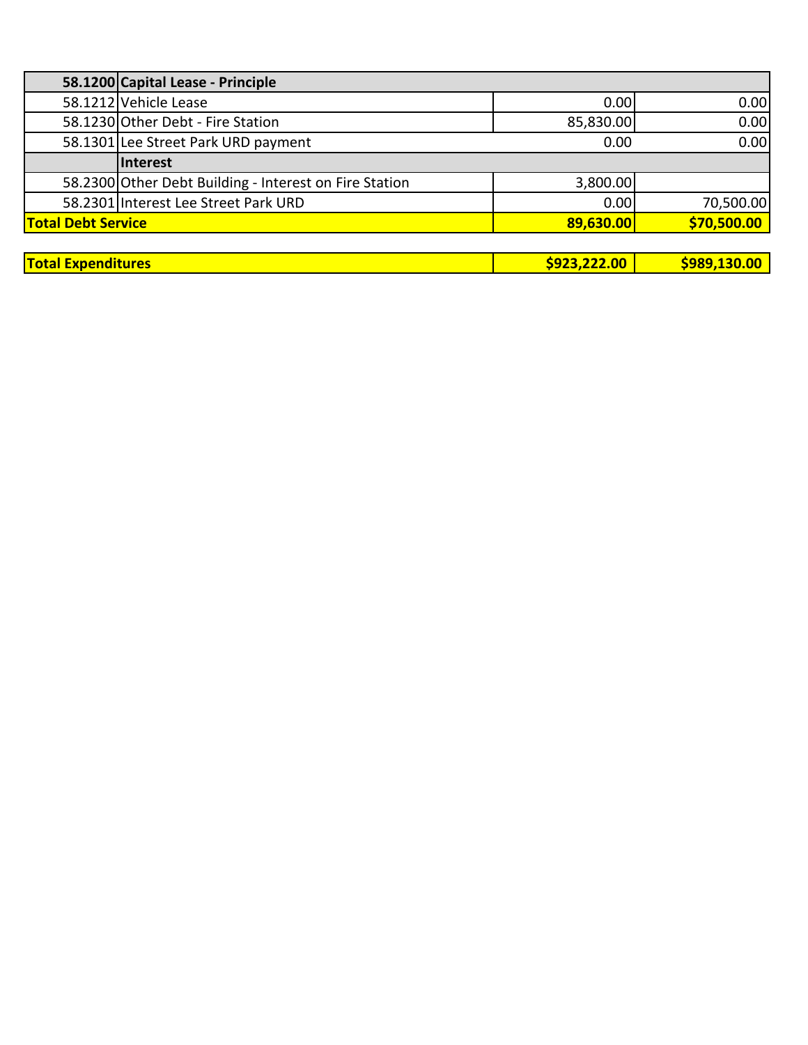| | | | |
|---|---|---|---|
| **58.1200** | **Capital Lease - Principle** | | |
| 58.1212 | Vehicle Lease | 0.00 | 0.00 |
| 58.1230 | Other Debt - Fire Station | 85,830.00 | 0.00 |
| 58.1301 | Lee Street Park URD payment | 0.00 | 0.00 |
| | **Interest** | | |
| 58.2300 | Other Debt Building - Interest on Fire Station | 3,800.00 | |
| 58.2301 | Interest Lee Street Park URD | 0.00 | 70,500.00 |
| **Total Debt Service** | | **89,630.00** | **$70,500.00** |

| | | |
|---|---|---|
| **Total Expenditures** | **$923,222.00** | **$989,130.00** |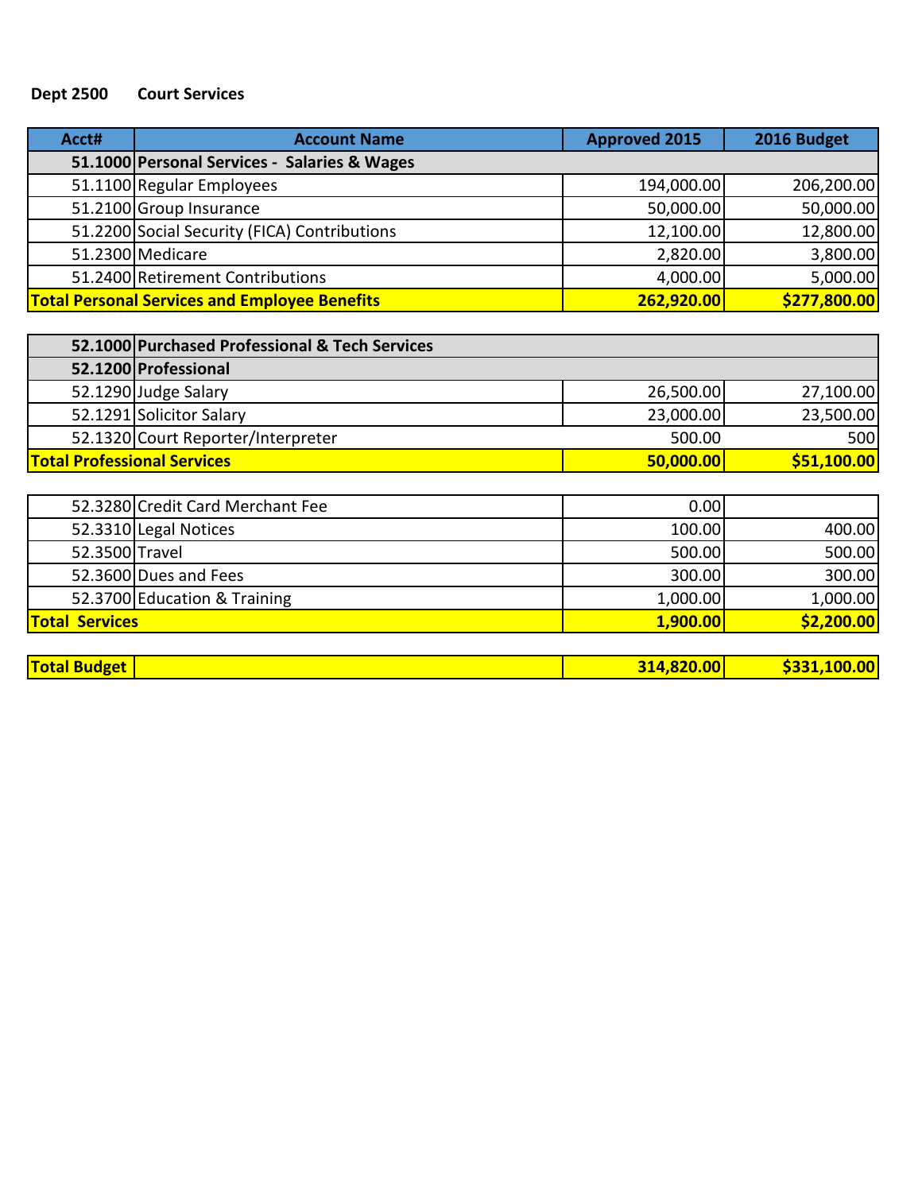**Dept 2500 Court Services**

| Acct# | Account Name | Approved 2015 | 2016 Budget |
|---|---|---|---|
| **51.1000** | **Personal Services - Salaries & Wages** | | |
| 51.1100 | Regular Employees | 194,000.00 | 206,200.00 |
| 51.2100 | Group Insurance | 50,000.00 | 50,000.00 |
| 51.2200 | Social Security (FICA) Contributions | 12,100.00 | 12,800.00 |
| 51.2300 | Medicare | 2,820.00 | 3,800.00 |
| 51.2400 | Retirement Contributions | 4,000.00 | 5,000.00 |
| **Total Personal Services and Employee Benefits** | | **262,920.00** | **$277,800.00** |
| | | | |
| **52.1000** | **Purchased Professional & Tech Services** | | |
| **52.1200** | **Professional** | | |
| 52.1290 | Judge Salary | 26,500.00 | 27,100.00 |
| 52.1291 | Solicitor Salary | 23,000.00 | 23,500.00 |
| 52.1320 | Court Reporter/Interpreter | 500.00 | 500 |
| **Total Professional Services** | | **50,000.00** | **$51,100.00** |
| | | | |
| 52.3280 | Credit Card Merchant Fee | 0.00 | |
| 52.3310 | Legal Notices | 100.00 | 400.00 |
| 52.3500 | Travel | 500.00 | 500.00 |
| 52.3600 | Dues and Fees | 300.00 | 300.00 |
| 52.3700 | Education & Training | 1,000.00 | 1,000.00 |
| **Total Services** | | **1,900.00** | **$2,200.00** |
| | | | |
| **Total Budget** | | **314,820.00** | **$331,100.00** |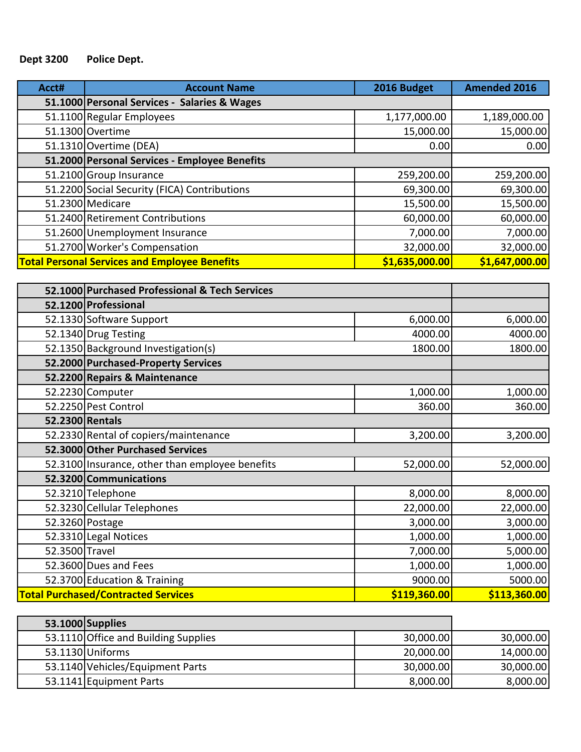**Dept 3200 Police Dept.**

| Acct# | Account Name | 2016 Budget | Amended 2016 |
|---|---|---|---|
| **51.1000** | **Personal Services - Salaries & Wages** | | |
| 51.1100 | Regular Employees | 1,177,000.00 | 1,189,000.00 |
| 51.1300 | Overtime | 15,000.00 | 15,000.00 |
| 51.1310 | Overtime (DEA) | 0.00 | 0.00 |
| **51.2000** | **Personal Services - Employee Benefits** | | |
| 51.2100 | Group Insurance | 259,200.00 | 259,200.00 |
| 51.2200 | Social Security (FICA) Contributions | 69,300.00 | 69,300.00 |
| 51.2300 | Medicare | 15,500.00 | 15,500.00 |
| 51.2400 | Retirement Contributions | 60,000.00 | 60,000.00 |
| 51.2600 | Unemployment Insurance | 7,000.00 | 7,000.00 |
| 51.2700 | Worker's Compensation | 32,000.00 | 32,000.00 |
| **Total Personal Services and Employee Benefits** | | **$1,635,000.00** | **$1,647,000.00** |

| Acct# | Account Name | 2016 Budget | Amended 2016 |
|---|---|---|---|
| **52.1000** | **Purchased Professional & Tech Services** | | |
| **52.1200** | **Professional** | | |
| 52.1330 | Software Support | 6,000.00 | 6,000.00 |
| 52.1340 | Drug Testing | 4000.00 | 4000.00 |
| 52.1350 | Background Investigation(s) | 1800.00 | 1800.00 |
| **52.2000** | **Purchased-Property Services** | | |
| **52.2200** | **Repairs & Maintenance** | | |
| 52.2230 | Computer | 1,000.00 | 1,000.00 |
| 52.2250 | Pest Control | 360.00 | 360.00 |
| **52.2300** | **Rentals** | | |
| 52.2330 | Rental of copiers/maintenance | 3,200.00 | 3,200.00 |
| **52.3000** | **Other Purchased Services** | | |
| 52.3100 | Insurance, other than employee benefits | 52,000.00 | 52,000.00 |
| **52.3200** | **Communications** | | |
| 52.3210 | Telephone | 8,000.00 | 8,000.00 |
| 52.3230 | Cellular Telephones | 22,000.00 | 22,000.00 |
| 52.3260 | Postage | 3,000.00 | 3,000.00 |
| 52.3310 | Legal Notices | 1,000.00 | 1,000.00 |
| 52.3500 | Travel | 7,000.00 | 5,000.00 |
| 52.3600 | Dues and Fees | 1,000.00 | 1,000.00 |
| 52.3700 | Education & Training | 9000.00 | 5000.00 |
| **Total Purchased/Contracted Services** | | **$119,360.00** | **$113,360.00** |

| Acct# | Account Name | 2016 Budget | Amended 2016 |
|---|---|---|---|
| **53.1000** | **Supplies** | | |
| 53.1110 | Office and Building Supplies | 30,000.00 | 30,000.00 |
| 53.1130 | Uniforms | 20,000.00 | 14,000.00 |
| 53.1140 | Vehicles/Equipment Parts | 30,000.00 | 30,000.00 |
| 53.1141 | Equipment Parts | 8,000.00 | 8,000.00 |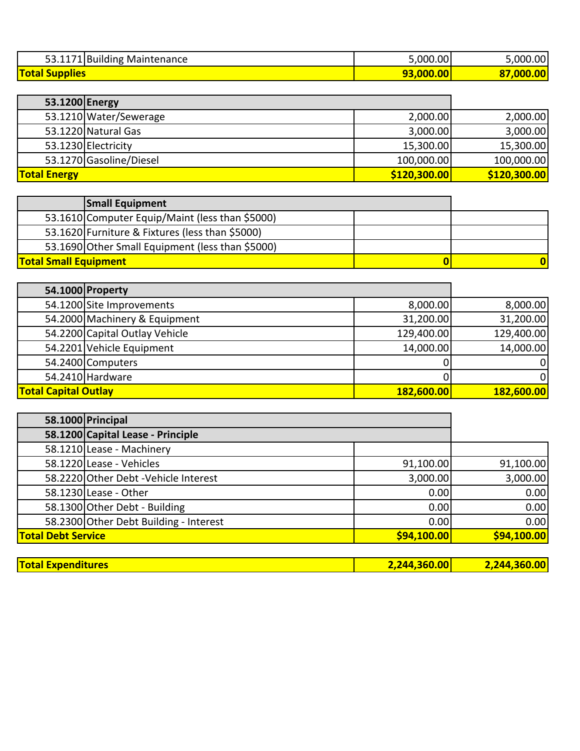| | | | |
|---|---|---|---|
| 53.1171 | Building Maintenance | 5,000.00 | 5,000.00 |
| **Total Supplies** | | **93,000.00** | **87,000.00** |

| | | | |
|---|---|---|---|
| **53.1200** | **Energy** | | |
| 53.1210 | Water/Sewerage | 2,000.00 | 2,000.00 |
| 53.1220 | Natural Gas | 3,000.00 | 3,000.00 |
| 53.1230 | Electricity | 15,300.00 | 15,300.00 |
| 53.1270 | Gasoline/Diesel | 100,000.00 | 100,000.00 |
| **Total Energy** | | **$120,300.00** | **$120,300.00** |

| | | | |
|---|---|---|---|
| | **Small Equipment** | | |
| 53.1610 | Computer Equip/Maint (less than $5000) | | |
| 53.1620 | Furniture & Fixtures (less than $5000) | | |
| 53.1690 | Other Small Equipment (less than $5000) | | |
| **Total Small Equipment** | | **0** | **0** |

| | | | |
|---|---|---|---|
| **54.1000** | **Property** | | |
| 54.1200 | Site Improvements | 8,000.00 | 8,000.00 |
| 54.2000 | Machinery & Equipment | 31,200.00 | 31,200.00 |
| 54.2200 | Capital Outlay Vehicle | 129,400.00 | 129,400.00 |
| 54.2201 | Vehicle Equipment | 14,000.00 | 14,000.00 |
| 54.2400 | Computers | 0 | 0 |
| 54.2410 | Hardware | 0 | 0 |
| **Total Capital Outlay** | | **182,600.00** | **182,600.00** |

| | | | |
|---|---|---|---|
| **58.1000** | **Principal** | | |
| **58.1200** | **Capital Lease - Principle** | | |
| 58.1210 | Lease - Machinery | | |
| 58.1220 | Lease - Vehicles | 91,100.00 | 91,100.00 |
| 58.2220 | Other Debt -Vehicle Interest | 3,000.00 | 3,000.00 |
| 58.1230 | Lease - Other | 0.00 | 0.00 |
| 58.1300 | Other Debt - Building | 0.00 | 0.00 |
| 58.2300 | Other Debt Building - Interest | 0.00 | 0.00 |
| **Total Debt Service** | | **$94,100.00** | **$94,100.00** |

| | | | |
|---|---|---|---|
| **Total Expenditures** | | **2,244,360.00** | **2,244,360.00** |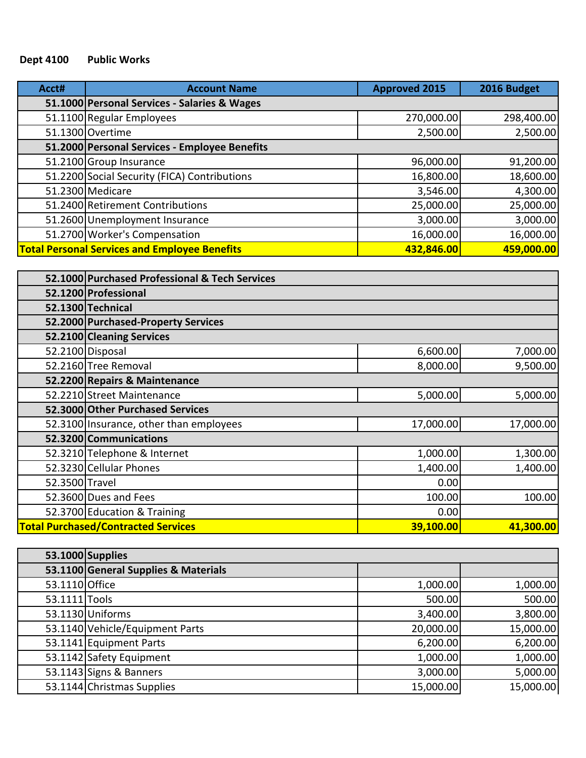**Dept 4100 Public Works**

| Acct# | Account Name | Approved 2015 | 2016 Budget |
|---|---|---|---|
| **51.1000** | **Personal Services - Salaries & Wages** | | |
| 51.1100 | Regular Employees | 270,000.00 | 298,400.00 |
| 51.1300 | Overtime | 2,500.00 | 2,500.00 |
| **51.2000** | **Personal Services - Employee Benefits** | | |
| 51.2100 | Group Insurance | 96,000.00 | 91,200.00 |
| 51.2200 | Social Security (FICA) Contributions | 16,800.00 | 18,600.00 |
| 51.2300 | Medicare | 3,546.00 | 4,300.00 |
| 51.2400 | Retirement Contributions | 25,000.00 | 25,000.00 |
| 51.2600 | Unemployment Insurance | 3,000.00 | 3,000.00 |
| 51.2700 | Worker's Compensation | 16,000.00 | 16,000.00 |
| **Total Personal Services and Employee Benefits** | | **432,846.00** | **459,000.00** |

| Acct# | Account Name | Approved 2015 | 2016 Budget |
|---|---|---|---|
| **52.1000** | **Purchased Professional & Tech Services** | | |
| **52.1200** | **Professional** | | |
| **52.1300** | **Technical** | | |
| **52.2000** | **Purchased-Property Services** | | |
| **52.2100** | **Cleaning Services** | | |
| 52.2100 | Disposal | 6,600.00 | 7,000.00 |
| 52.2160 | Tree Removal | 8,000.00 | 9,500.00 |
| **52.2200** | **Repairs & Maintenance** | | |
| 52.2210 | Street Maintenance | 5,000.00 | 5,000.00 |
| **52.3000** | **Other Purchased Services** | | |
| 52.3100 | Insurance, other than employees | 17,000.00 | 17,000.00 |
| **52.3200** | **Communications** | | |
| 52.3210 | Telephone & Internet | 1,000.00 | 1,300.00 |
| 52.3230 | Cellular Phones | 1,400.00 | 1,400.00 |
| 52.3500 | Travel | 0.00 | |
| 52.3600 | Dues and Fees | 100.00 | 100.00 |
| 52.3700 | Education & Training | 0.00 | |
| **Total Purchased/Contracted Services** | | **39,100.00** | **41,300.00** |

| Acct# | Account Name | Approved 2015 | 2016 Budget |
|---|---|---|---|
| **53.1000** | **Supplies** | | |
| **53.1100** | **General Supplies & Materials** | | |
| 53.1110 | Office | 1,000.00 | 1,000.00 |
| 53.1111 | Tools | 500.00 | 500.00 |
| 53.1130 | Uniforms | 3,400.00 | 3,800.00 |
| 53.1140 | Vehicle/Equipment Parts | 20,000.00 | 15,000.00 |
| 53.1141 | Equipment Parts | 6,200.00 | 6,200.00 |
| 53.1142 | Safety Equipment | 1,000.00 | 1,000.00 |
| 53.1143 | Signs & Banners | 3,000.00 | 5,000.00 |
| 53.1144 | Christmas Supplies | 15,000.00 | 15,000.00 |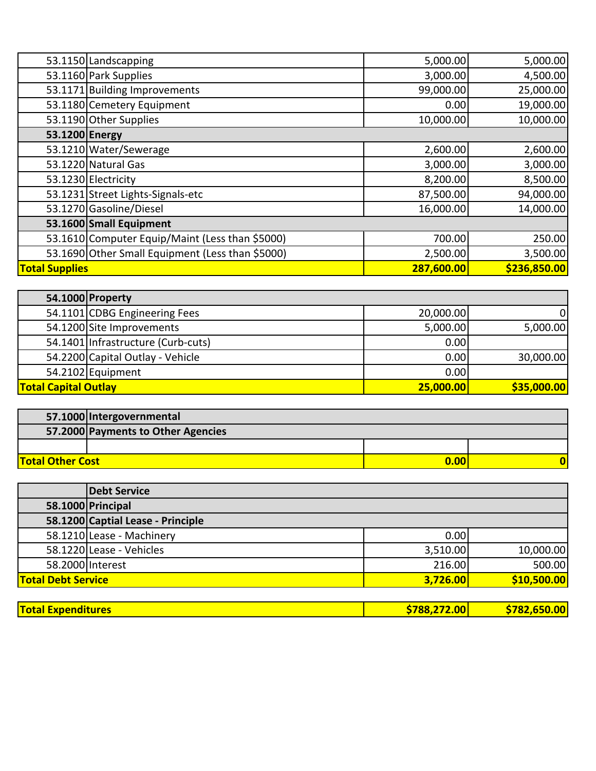| | | | |
|---|---|---|---|
| 53.1150 | Landscapping | 5,000.00 | 5,000.00 |
| 53.1160 | Park Supplies | 3,000.00 | 4,500.00 |
| 53.1171 | Building Improvements | 99,000.00 | 25,000.00 |
| 53.1180 | Cemetery Equipment | 0.00 | 19,000.00 |
| 53.1190 | Other Supplies | 10,000.00 | 10,000.00 |
| **53.1200** | **Energy** | | |
| 53.1210 | Water/Sewerage | 2,600.00 | 2,600.00 |
| 53.1220 | Natural Gas | 3,000.00 | 3,000.00 |
| 53.1230 | Electricity | 8,200.00 | 8,500.00 |
| 53.1231 | Street Lights-Signals-etc | 87,500.00 | 94,000.00 |
| 53.1270 | Gasoline/Diesel | 16,000.00 | 14,000.00 |
| **53.1600** | **Small Equipment** | | |
| 53.1610 | Computer Equip/Maint (Less than $5000) | 700.00 | 250.00 |
| 53.1690 | Other Small Equipment (Less than $5000) | 2,500.00 | 3,500.00 |
| **Total Supplies** | | **287,600.00** | **$236,850.00** |

| | | | |
|---|---|---|---|
| **54.1000** | **Property** | | |
| 54.1101 | CDBG Engineering Fees | 20,000.00 | 0 |
| 54.1200 | Site Improvements | 5,000.00 | 5,000.00 |
| 54.1401 | Infrastructure (Curb-cuts) | 0.00 | |
| 54.2200 | Capital Outlay - Vehicle | 0.00 | 30,000.00 |
| 54.2102 | Equipment | 0.00 | |
| **Total Capital Outlay** | | **25,000.00** | **$35,000.00** |

| | | | |
|---|---|---|---|
| **57.1000** | **Intergovernmental** | | |
| **57.2000** | **Payments to Other Agencies** | | |
| | | | |
| **Total Other Cost** | | **0.00** | **0** |

| | | | |
|---|---|---|---|
| | **Debt Service** | | |
| **58.1000** | **Principal** | | |
| **58.1200** | **Captial Lease - Principle** | | |
| 58.1210 | Lease - Machinery | 0.00 | |
| 58.1220 | Lease - Vehicles | 3,510.00 | 10,000.00 |
| 58.2000 | Interest | 216.00 | 500.00 |
| **Total Debt Service** | | **3,726.00** | **$10,500.00** |

| | | | |
|---|---|---|---|
| **Total Expenditures** | | **$788,272.00** | **$782,650.00** |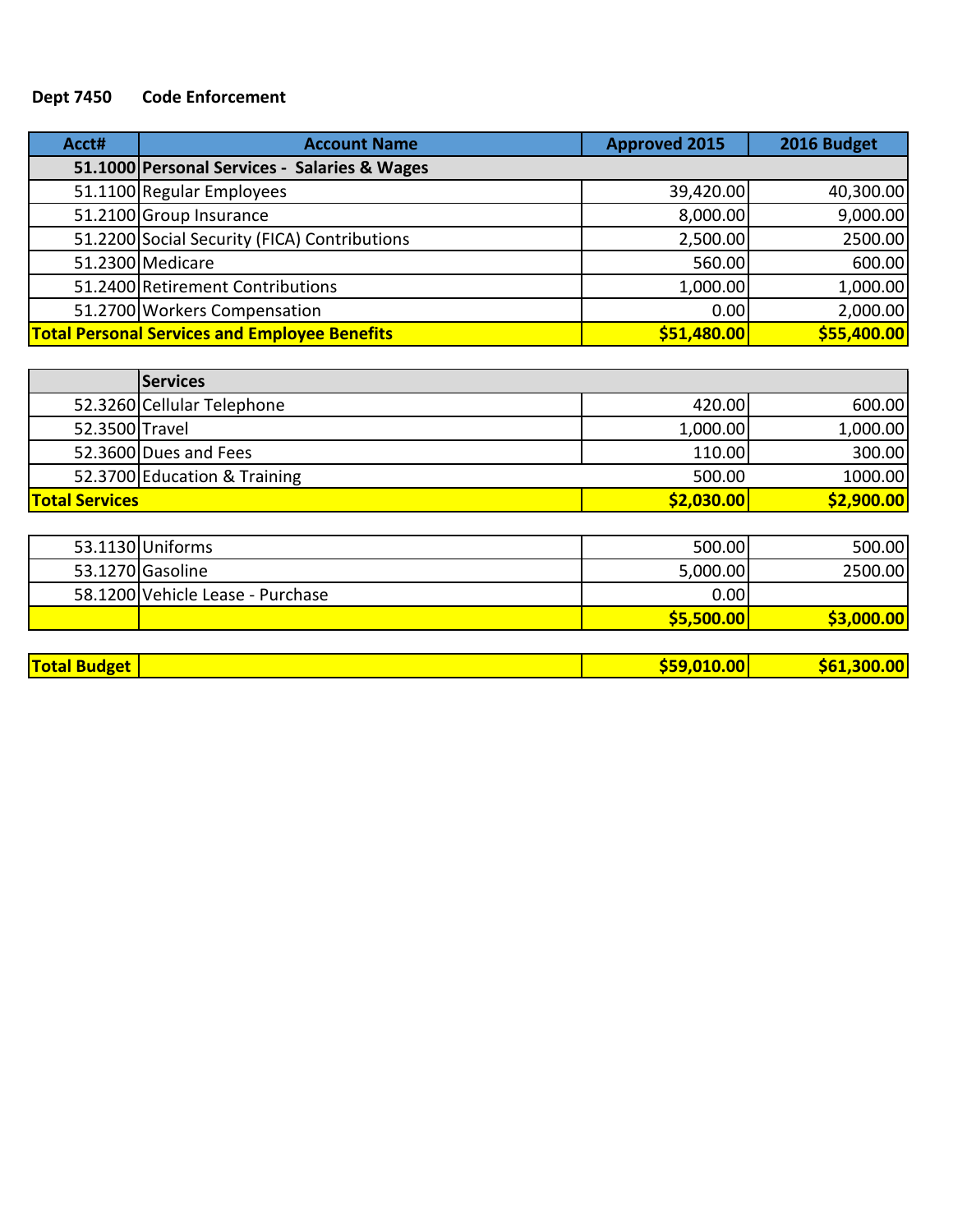**Dept 7450 Code Enforcement**

| Acct# | Account Name | Approved 2015 | 2016 Budget |
|---|---|---|---|
| **51.1000** | **Personal Services - Salaries & Wages** | | |
| 51.1100 | Regular Employees | 39,420.00 | 40,300.00 |
| 51.2100 | Group Insurance | 8,000.00 | 9,000.00 |
| 51.2200 | Social Security (FICA) Contributions | 2,500.00 | 2500.00 |
| 51.2300 | Medicare | 560.00 | 600.00 |
| 51.2400 | Retirement Contributions | 1,000.00 | 1,000.00 |
| 51.2700 | Workers Compensation | 0.00 | 2,000.00 |
| **Total Personal Services and Employee Benefits** | | **$51,480.00** | **$55,400.00** |
| | | | |
| | **Services** | | |
| 52.3260 | Cellular Telephone | 420.00 | 600.00 |
| 52.3500 | Travel | 1,000.00 | 1,000.00 |
| 52.3600 | Dues and Fees | 110.00 | 300.00 |
| 52.3700 | Education & Training | 500.00 | 1000.00 |
| **Total Services** | | **$2,030.00** | **$2,900.00** |
| | | | |
| 53.1130 | Uniforms | 500.00 | 500.00 |
| 53.1270 | Gasoline | 5,000.00 | 2500.00 |
| 58.1200 | Vehicle Lease - Purchase | 0.00 | |
| | | **$5,500.00** | **$3,000.00** |
| | | | |
| **Total Budget** | | **$59,010.00** | **$61,300.00** |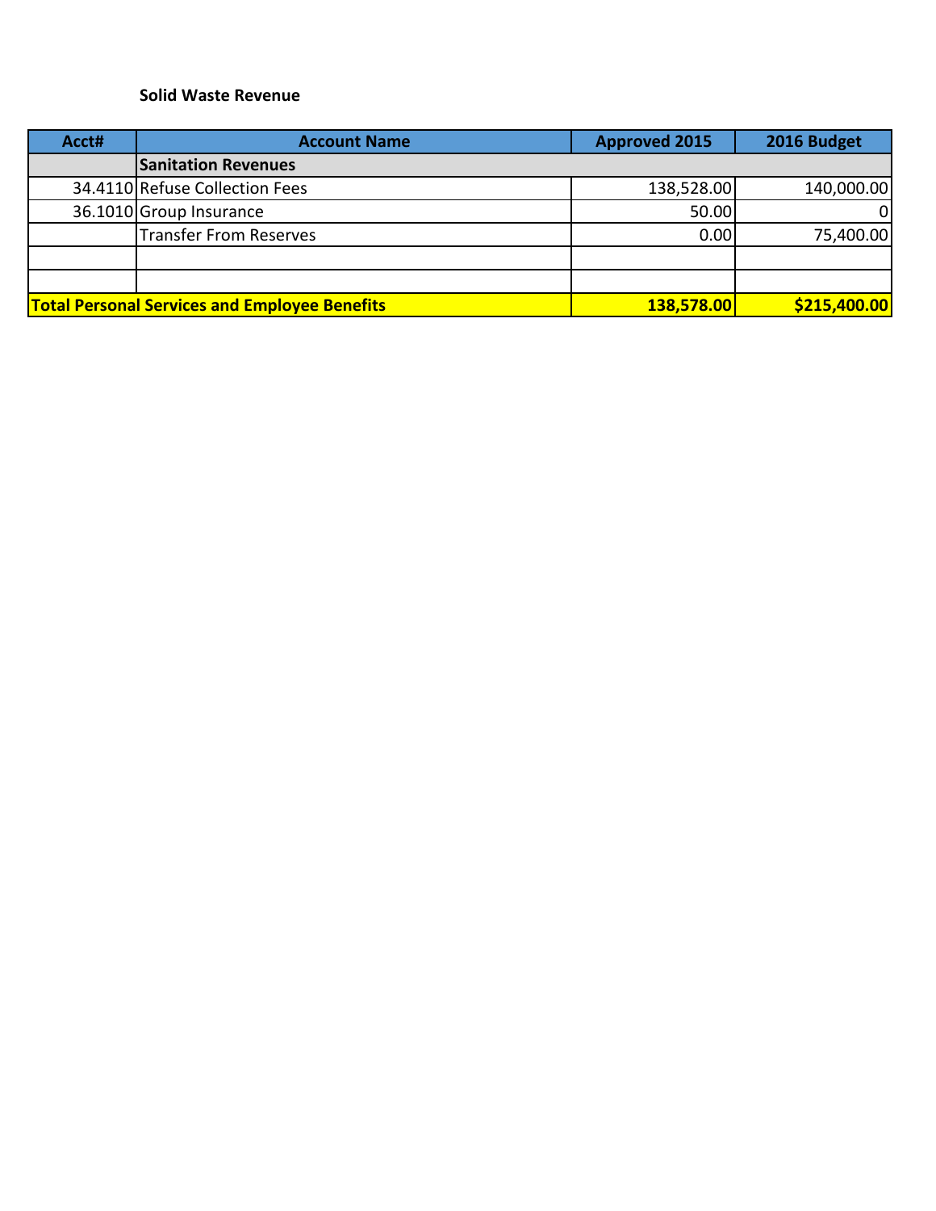**Solid Waste Revenue**

| Acct# | Account Name | Approved 2015 | 2016 Budget |
|---|---|---|---|
| | **Sanitation Revenues** | | |
| 34.4110 | Refuse Collection Fees | 138,528.00 | 140,000.00 |
| 36.1010 | Group Insurance | 50.00 | 0 |
| | Transfer From Reserves | 0.00 | 75,400.00 |
| | | | |
| | | | |
| **Total Personal Services and Employee Benefits** | | **138,578.00** | **$215,400.00** |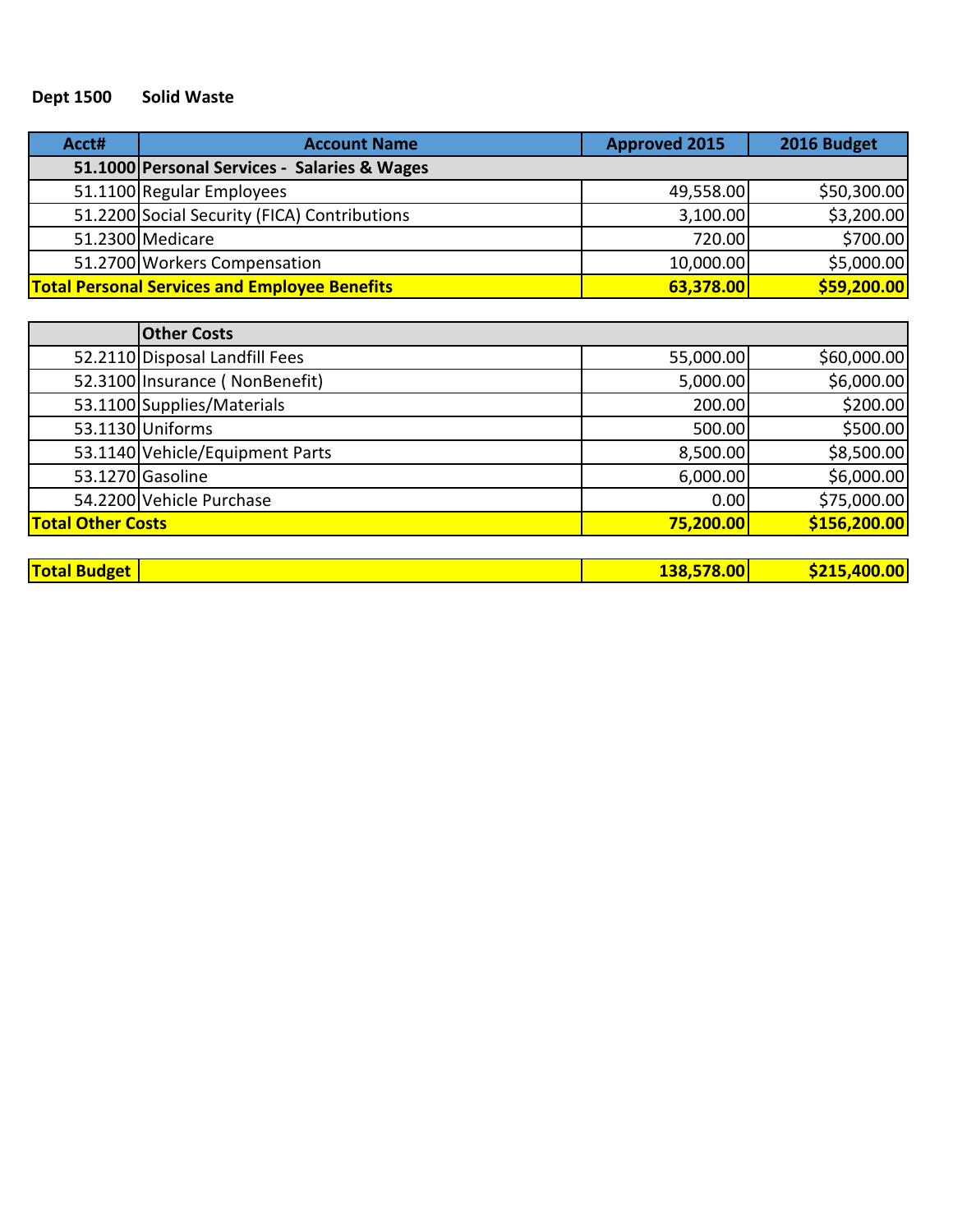**Dept 1500 Solid Waste**

| Acct# | Account Name | Approved 2015 | 2016 Budget |
|---|---|---|---|
| **51.1000** | **Personal Services - Salaries & Wages** | | |
| 51.1100 | Regular Employees | 49,558.00 | $50,300.00 |
| 51.2200 | Social Security (FICA) Contributions | 3,100.00 | $3,200.00 |
| 51.2300 | Medicare | 720.00 | $700.00 |
| 51.2700 | Workers Compensation | 10,000.00 | $5,000.00 |
| **Total Personal Services and Employee Benefits** | | **63,378.00** | **$59,200.00** |
| | **Other Costs** | | |
| 52.2110 | Disposal Landfill Fees | 55,000.00 | $60,000.00 |
| 52.3100 | Insurance ( NonBenefit) | 5,000.00 | $6,000.00 |
| 53.1100 | Supplies/Materials | 200.00 | $200.00 |
| 53.1130 | Uniforms | 500.00 | $500.00 |
| 53.1140 | Vehicle/Equipment Parts | 8,500.00 | $8,500.00 |
| 53.1270 | Gasoline | 6,000.00 | $6,000.00 |
| 54.2200 | Vehicle Purchase | 0.00 | $75,000.00 |
| **Total Other Costs** | | **75,200.00** | **$156,200.00** |
| **Total Budget** | | **138,578.00** | **$215,400.00** |